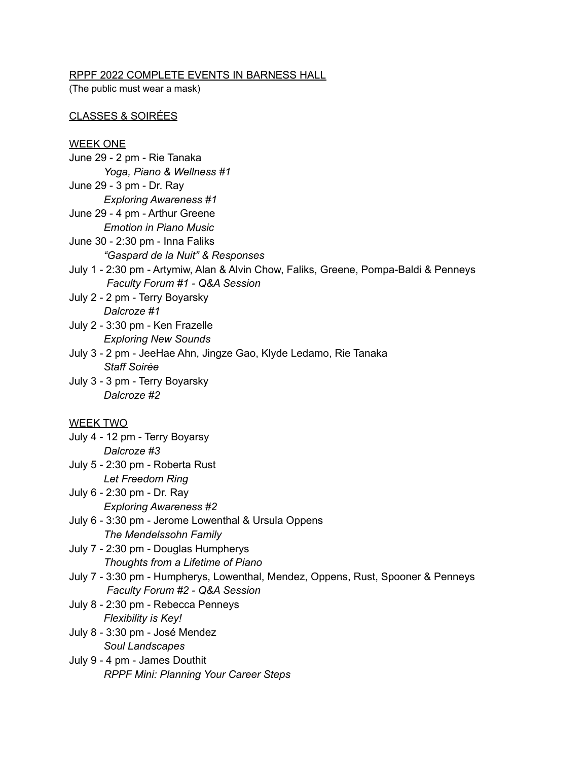RPPF 2022 COMPLETE EVENTS IN BARNESS HALL

(The public must wear a mask)

CLASSES & SOIRÉES

WEEK ONE

June 29 - 2 pm - Rie Tanaka
*Yoga, Piano & Wellness #1*

June 29 - 3 pm - Dr. Ray
*Exploring Awareness #1*

June 29 - 4 pm - Arthur Greene
*Emotion in Piano Music*

June 30 - 2:30 pm - Inna Faliks
*"Gaspard de la Nuit" & Responses*

July 1 - 2:30 pm - Artymiw, Alan & Alvin Chow, Faliks, Greene, Pompa-Baldi & Penneys
*Faculty Forum #1 - Q&A Session*

July 2 - 2 pm - Terry Boyarsky
*Dalcroze #1*

July 2 - 3:30 pm - Ken Frazelle
*Exploring New Sounds*

July 3 - 2 pm - JeeHae Ahn, Jingze Gao, Klyde Ledamo, Rie Tanaka
*Staff Soirée*

July 3 - 3 pm - Terry Boyarsky
*Dalcroze #2*

WEEK TWO

July 4 - 12 pm - Terry Boyarsy
*Dalcroze #3*

July 5 - 2:30 pm - Roberta Rust
*Let Freedom Ring*

July 6 - 2:30 pm - Dr. Ray
*Exploring Awareness #2*

July 6 - 3:30 pm - Jerome Lowenthal & Ursula Oppens
*The Mendelssohn Family*

July 7 - 2:30 pm - Douglas Humpherys
*Thoughts from a Lifetime of Piano*

July 7 - 3:30 pm - Humpherys, Lowenthal, Mendez, Oppens, Rust, Spooner & Penneys
*Faculty Forum #2 - Q&A Session*

July 8 - 2:30 pm - Rebecca Penneys
*Flexibility is Key!*

July 8 - 3:30 pm - José Mendez
*Soul Landscapes*

July 9 - 4 pm - James Douthit
*RPPF Mini: Planning Your Career Steps*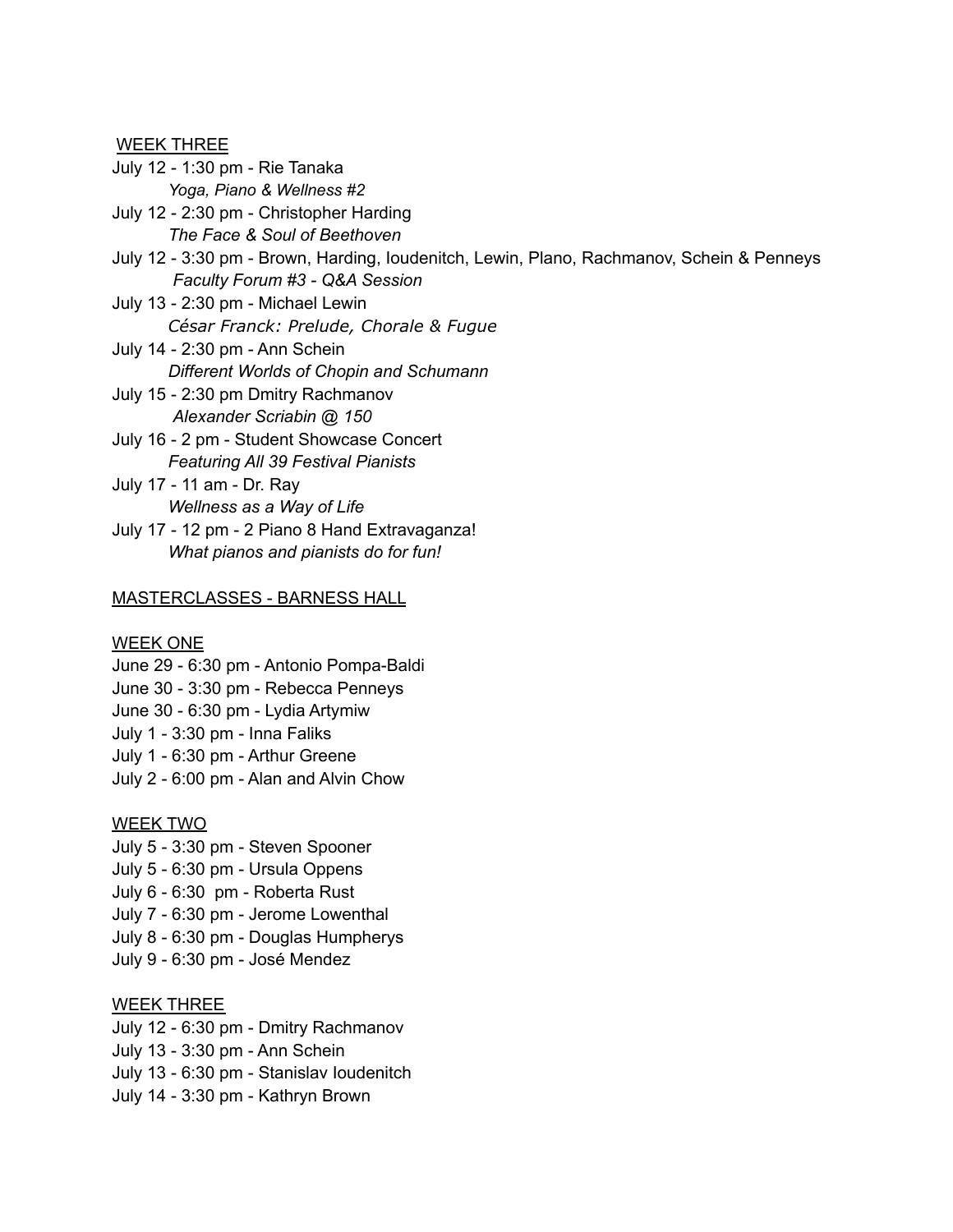WEEK THREE

July 12 - 1:30 pm - Rie Tanaka
*Yoga, Piano & Wellness #2*

July 12 - 2:30 pm - Christopher Harding
*The Face & Soul of Beethoven*

July 12 - 3:30 pm - Brown, Harding, Ioudenitch, Lewin, Plano, Rachmanov, Schein & Penneys
*Faculty Forum #3 - Q&A Session*

July 13 - 2:30 pm - Michael Lewin
*César Franck: Prelude, Chorale & Fugue*

July 14 - 2:30 pm - Ann Schein
*Different Worlds of Chopin and Schumann*

July 15 - 2:30 pm Dmitry Rachmanov
*Alexander Scriabin @ 150*

July 16 - 2 pm - Student Showcase Concert
*Featuring All 39 Festival Pianists*

July 17 - 11 am - Dr. Ray
*Wellness as a Way of Life*

July 17 - 12 pm - 2 Piano 8 Hand Extravaganza!
*What pianos and pianists do for fun!*

MASTERCLASSES - BARNESS HALL

WEEK ONE

June 29 - 6:30 pm - Antonio Pompa-Baldi
June 30 - 3:30 pm - Rebecca Penneys
June 30 - 6:30 pm - Lydia Artymiw
July 1 - 3:30 pm - Inna Faliks
July 1 - 6:30 pm - Arthur Greene
July 2 - 6:00 pm - Alan and Alvin Chow

WEEK TWO

July 5 - 3:30 pm - Steven Spooner
July 5 - 6:30 pm - Ursula Oppens
July 6 - 6:30 pm - Roberta Rust
July 7 - 6:30 pm - Jerome Lowenthal
July 8 - 6:30 pm - Douglas Humpherys
July 9 - 6:30 pm - José Mendez

WEEK THREE

July 12 - 6:30 pm - Dmitry Rachmanov
July 13 - 3:30 pm - Ann Schein
July 13 - 6:30 pm - Stanislav Ioudenitch
July 14 - 3:30 pm - Kathryn Brown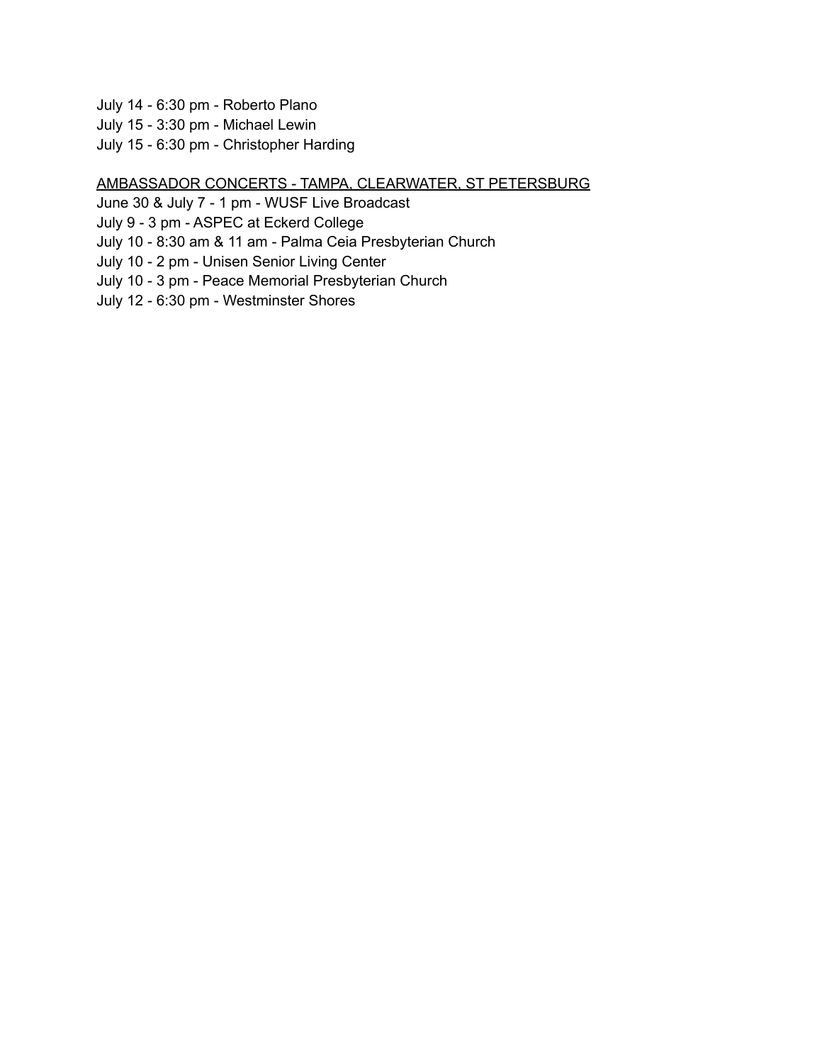July 14 - 6:30 pm - Roberto Plano
July 15 - 3:30 pm - Michael Lewin
July 15 - 6:30 pm - Christopher Harding

<u>AMBASSADOR CONCERTS - TAMPA, CLEARWATER, ST PETERSBURG</u>
June 30 & July 7 - 1 pm - WUSF Live Broadcast
July 9 - 3 pm - ASPEC at Eckerd College
July 10 - 8:30 am & 11 am - Palma Ceia Presbyterian Church
July 10 - 2 pm - Unisen Senior Living Center
July 10 - 3 pm - Peace Memorial Presbyterian Church
July 12 - 6:30 pm - Westminster Shores